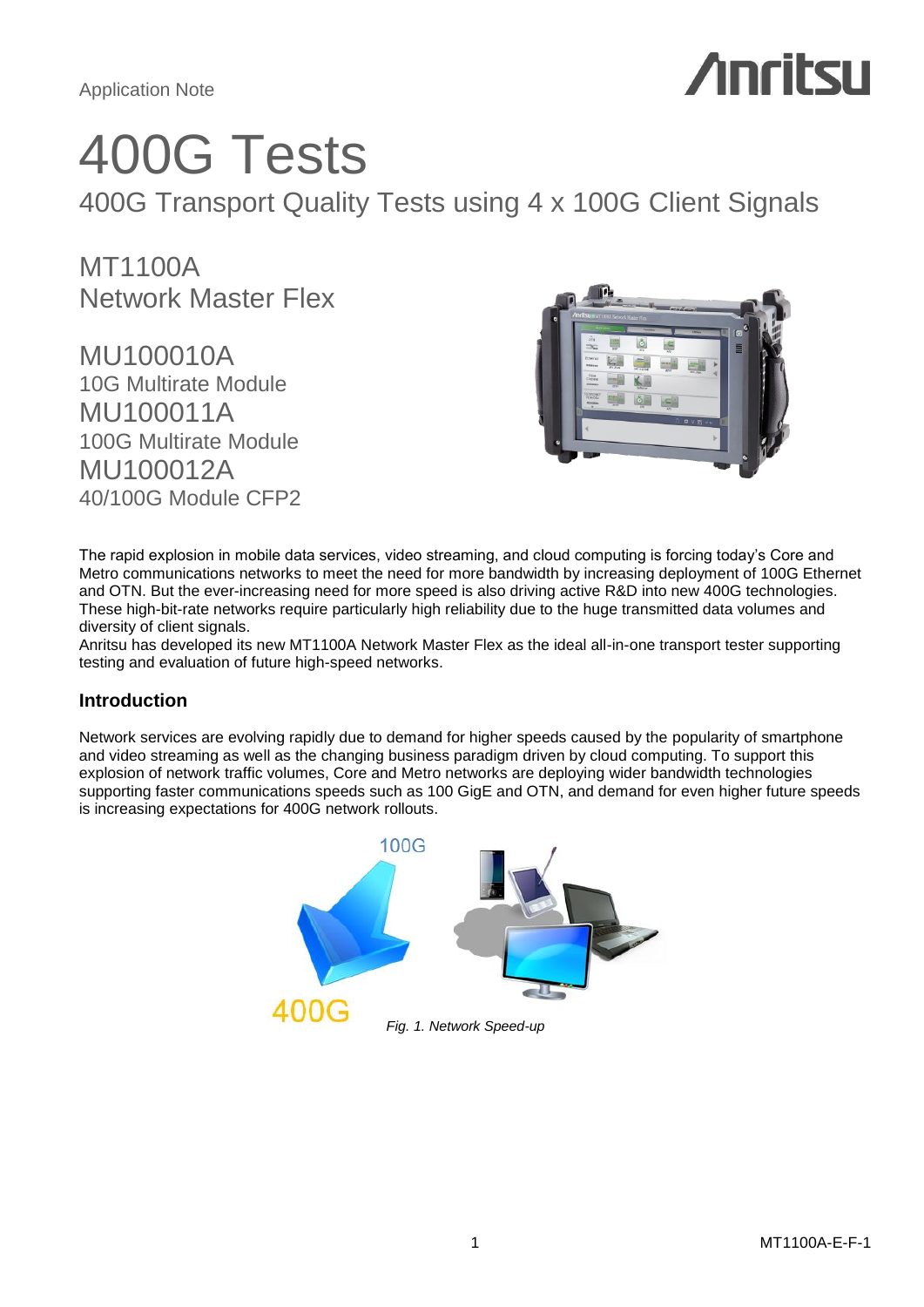Application Note

# 400G Tests

## 400G Transport Quality Tests using 4 x 100G Client Signals

MT1100A
Network Master Flex

MU100010A
10G Multirate Module
MU100011A
100G Multirate Module
MU100012A
40/100G Module CFP2

The rapid explosion in mobile data services, video streaming, and cloud computing is forcing today's Core and Metro communications networks to meet the need for more bandwidth by increasing deployment of 100G Ethernet and OTN. But the ever-increasing need for more speed is also driving active R&D into new 400G technologies. These high-bit-rate networks require particularly high reliability due to the huge transmitted data volumes and diversity of client signals.
Anritsu has developed its new MT1100A Network Master Flex as the ideal all-in-one transport tester supporting testing and evaluation of future high-speed networks.

### Introduction

Network services are evolving rapidly due to demand for higher speeds caused by the popularity of smartphone and video streaming as well as the changing business paradigm driven by cloud computing. To support this explosion of network traffic volumes, Core and Metro networks are deploying wider bandwidth technologies supporting faster communications speeds such as 100 GigE and OTN, and demand for even higher future speeds is increasing expectations for 400G network rollouts.

*Fig. 1. Network Speed-up*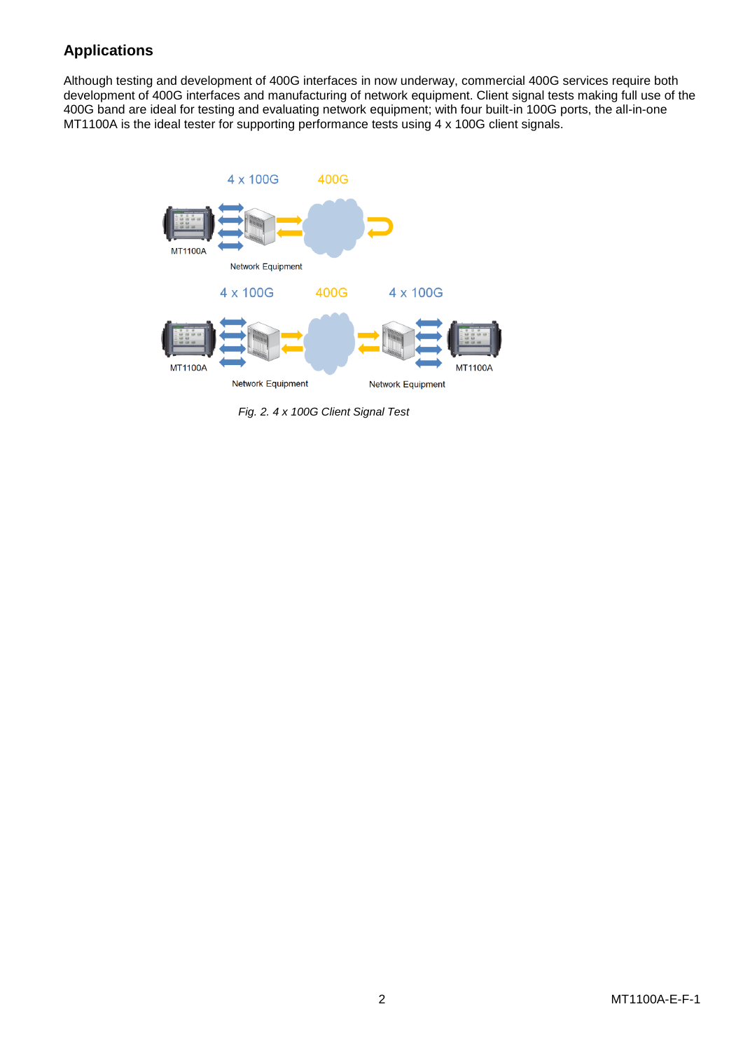## Applications

Although testing and development of 400G interfaces in now underway, commercial 400G services require both development of 400G interfaces and manufacturing of network equipment. Client signal tests making full use of the 400G band are ideal for testing and evaluating network equipment; with four built-in 100G ports, the all-in-one MT1100A is the ideal tester for supporting performance tests using 4 x 100G client signals.

*Fig. 2. 4 x 100G Client Signal Test*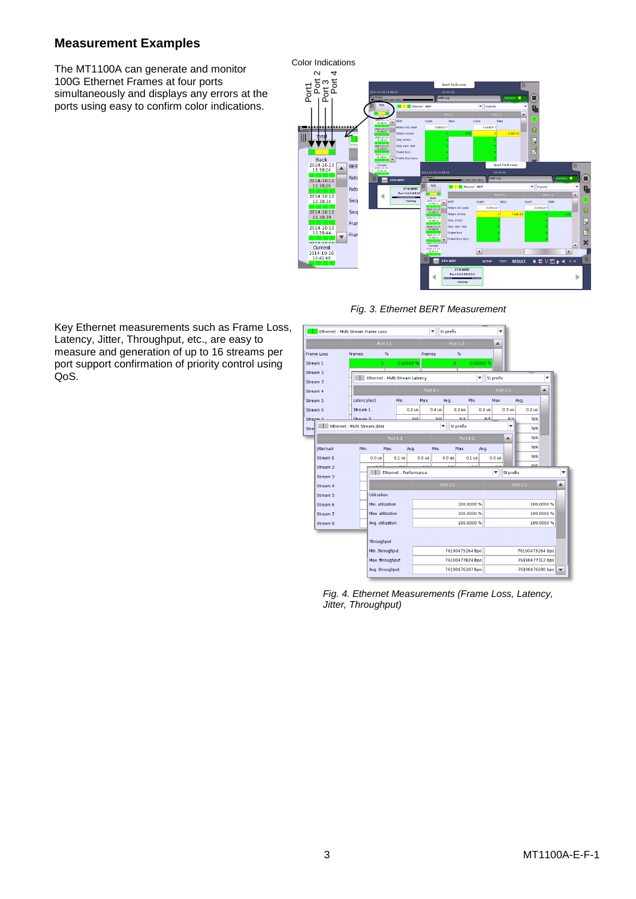## Measurement Examples

The MT1100A can generate and monitor 100G Ethernet Frames at four ports simultaneously and displays any errors at the ports using easy to confirm color indications.

*Fig. 3. Ethernet BERT Measurement*

Key Ethernet measurements such as Frame Loss, Latency, Jitter, Throughput, etc., are easy to measure and generation of up to 16 streams per port support confirmation of priority control using QoS.

*Fig. 4. Ethernet Measurements (Frame Loss, Latency, Jitter, Throughput)*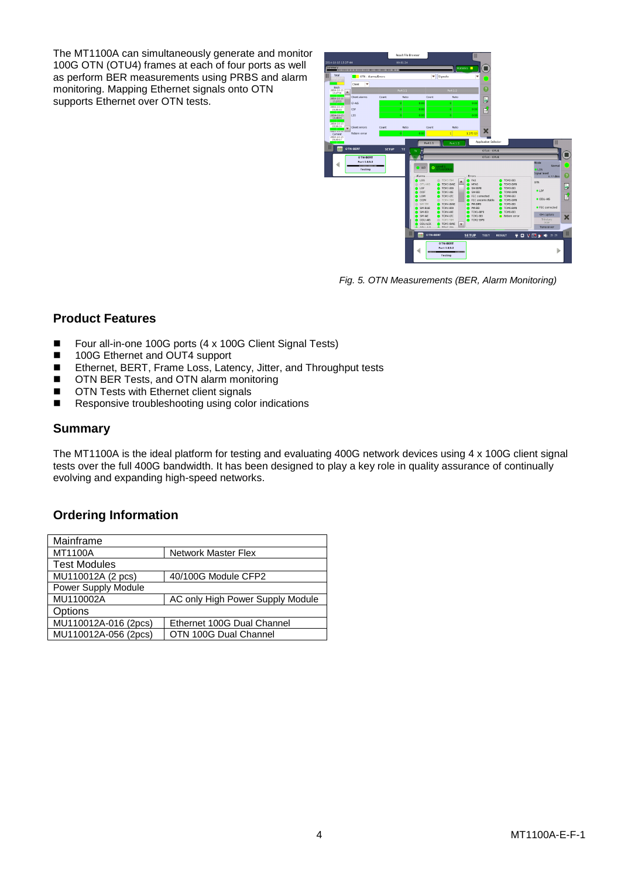The MT1100A can simultaneously generate and monitor 100G OTN (OTU4) frames at each of four ports as well as perform BER measurements using PRBS and alarm monitoring. Mapping Ethernet signals onto OTN supports Ethernet over OTN tests.

*Fig. 5. OTN Measurements (BER, Alarm Monitoring)*

## Product Features

- Four all-in-one 100G ports (4 x 100G Client Signal Tests)
- 100G Ethernet and OUT4 support
- Ethernet, BERT, Frame Loss, Latency, Jitter, and Throughput tests
- OTN BER Tests, and OTN alarm monitoring
- OTN Tests with Ethernet client signals
- Responsive troubleshooting using color indications

## Summary

The MT1100A is the ideal platform for testing and evaluating 400G network devices using 4 x 100G client signal tests over the full 400G bandwidth. It has been designed to play a key role in quality assurance of continually evolving and expanding high-speed networks.

## Ordering Information

| Mainframe | |
|---|---|
| MT1100A | Network Master Flex |
| Test Modules | |
| MU110012A (2 pcs) | 40/100G Module CFP2 |
| Power Supply Module | |
| MU110002A | AC only High Power Supply Module |
| Options | |
| MU110012A-016 (2pcs) | Ethernet 100G Dual Channel |
| MU110012A-056 (2pcs) | OTN 100G Dual Channel |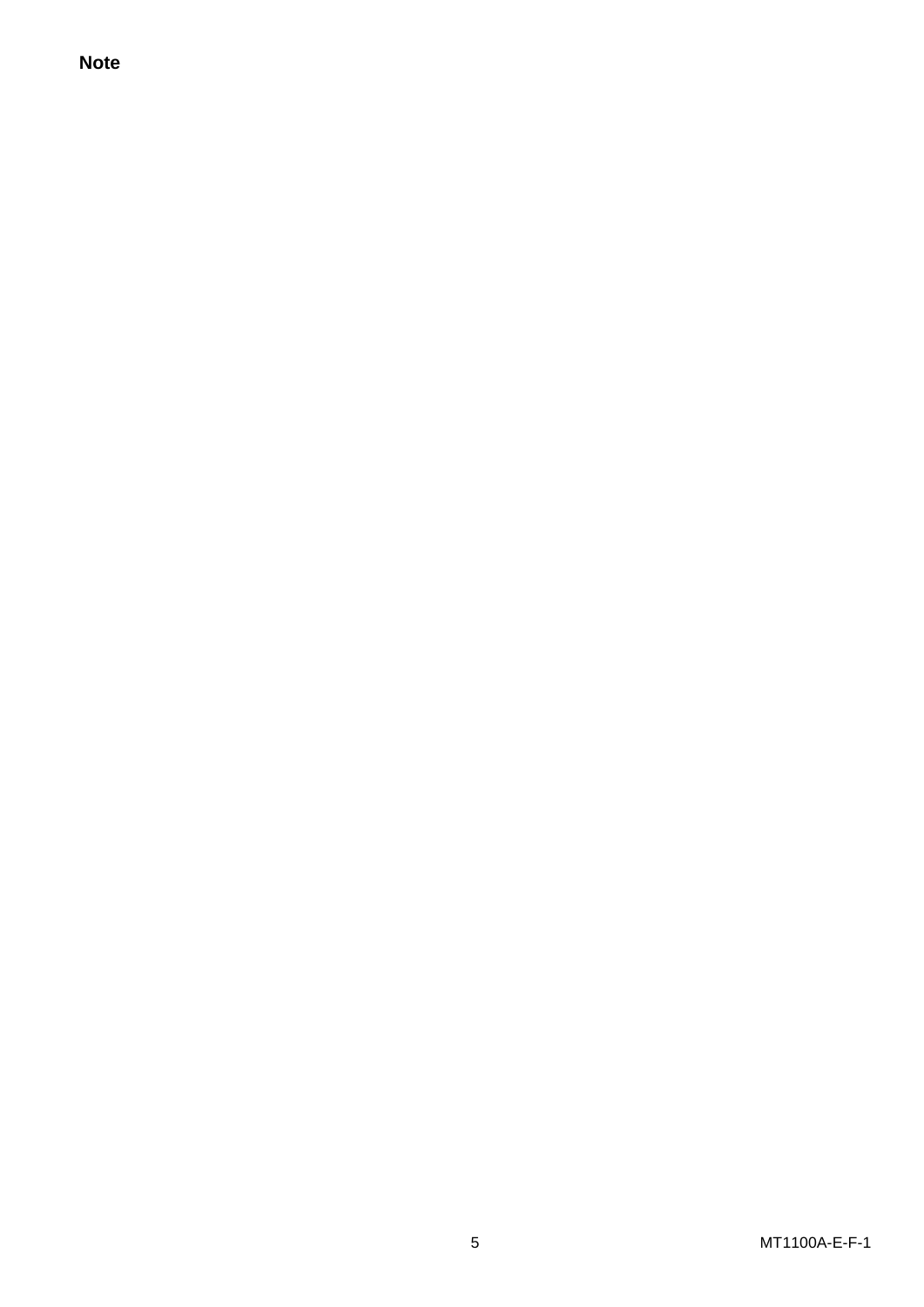**Note**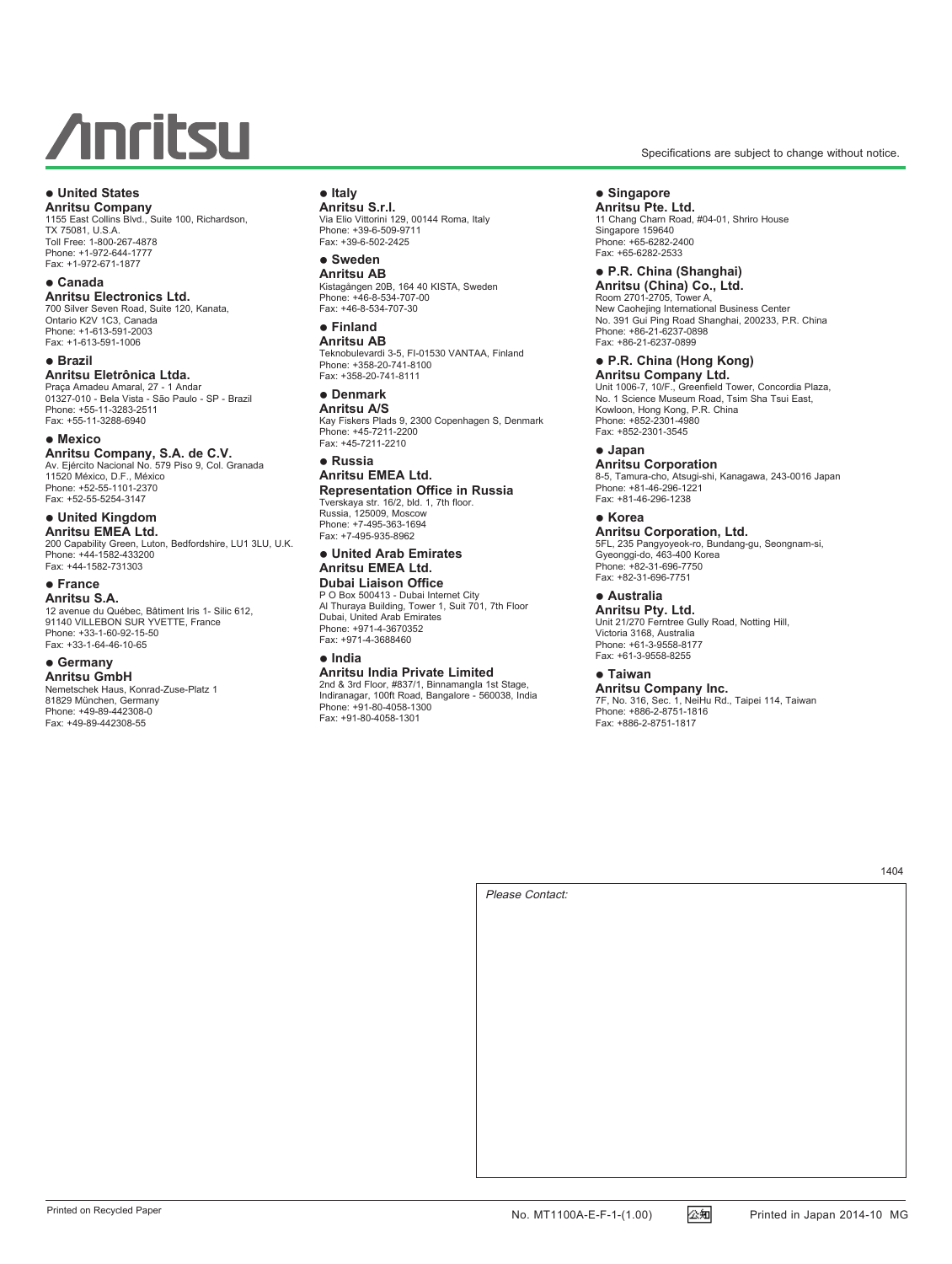# Anritsu

Specifications are subject to change without notice.

● **United States**

**Anritsu Company**

1155 East Collins Blvd., Suite 100, Richardson, TX 75081, U.S.A.
Toll Free: 1-800-267-4878
Phone: +1-972-644-1777
Fax: +1-972-671-1877

● **Canada**

**Anritsu Electronics Ltd.**

700 Silver Seven Road, Suite 120, Kanata, Ontario K2V 1C3, Canada
Phone: +1-613-591-2003
Fax: +1-613-591-1006

● **Brazil**

**Anritsu Eletrônica Ltda.**

Praça Amadeu Amaral, 27 - 1 Andar
01327-010 - Bela Vista - São Paulo - SP - Brazil
Phone: +55-11-3283-2511
Fax: +55-11-3288-6940

● **Mexico**

**Anritsu Company, S.A. de C.V.**

Av. Ejército Nacional No. 579 Piso 9, Col. Granada
11520 México, D.F., México
Phone: +52-55-1101-2370
Fax: +52-55-5254-3147

● **United Kingdom**

**Anritsu EMEA Ltd.**

200 Capability Green, Luton, Bedfordshire, LU1 3LU, U.K.
Phone: +44-1582-433200
Fax: +44-1582-731303

● **France**

**Anritsu S.A.**

12 avenue du Québec, Bâtiment Iris 1- Silic 612, 91140 VILLEBON SUR YVETTE, France
Phone: +33-1-60-92-15-50
Fax: +33-1-64-46-10-65

● **Germany**

**Anritsu GmbH**

Nemetschek Haus, Konrad-Zuse-Platz 1
81829 München, Germany
Phone: +49-89-442308-0
Fax: +49-89-442308-55

● **Italy**

**Anritsu S.r.l.**

Via Elio Vittorini 129, 00144 Roma, Italy
Phone: +39-6-509-9711
Fax: +39-6-502-2425

● **Sweden**

**Anritsu AB**

Kistagången 20B, 164 40 KISTA, Sweden
Phone: +46-8-534-707-00
Fax: +46-8-534-707-30

● **Finland**

**Anritsu AB**

Teknobulevardi 3-5, FI-01530 VANTAA, Finland
Phone: +358-20-741-8100
Fax: +358-20-741-8111

● **Denmark**

**Anritsu A/S**

Kay Fiskers Plads 9, 2300 Copenhagen S, Denmark
Phone: +45-7211-2200
Fax: +45-7211-2210

● **Russia**

**Anritsu EMEA Ltd.**

**Representation Office in Russia**

Tverskaya str. 16/2, bld. 1, 7th floor.
Russia, 125009, Moscow
Phone: +7-495-363-1694
Fax: +7-495-935-8962

● **United Arab Emirates**

**Anritsu EMEA Ltd.**

**Dubai Liaison Office**

P O Box 500413 - Dubai Internet City
Al Thuraya Building, Tower 1, Suit 701, 7th Floor
Dubai, United Arab Emirates
Phone: +971-4-3670352
Fax: +971-4-3688460

● **India**

**Anritsu India Private Limited**

2nd & 3rd Floor, #837/1, Binnamangla 1st Stage, Indiranagar, 100ft Road, Bangalore - 560038, India
Phone: +91-80-4058-1300
Fax: +91-80-4058-1301

● **Singapore**

**Anritsu Pte. Ltd.**

11 Chang Charn Road, #04-01, Shriro House
Singapore 159640
Phone: +65-6282-2400
Fax: +65-6282-2533

● **P.R. China (Shanghai)**

**Anritsu (China) Co., Ltd.**

Room 2701-2705, Tower A,
New Caohejing International Business Center
No. 391 Gui Ping Road Shanghai, 200233, P.R. China
Phone: +86-21-6237-0898
Fax: +86-21-6237-0899

● **P.R. China (Hong Kong)**

**Anritsu Company Ltd.**

Unit 1006-7, 10/F., Greenfield Tower, Concordia Plaza,
No. 1 Science Museum Road, Tsim Sha Tsui East,
Kowloon, Hong Kong, P.R. China
Phone: +852-2301-4980
Fax: +852-2301-3545

● **Japan**

**Anritsu Corporation**

8-5, Tamura-cho, Atsugi-shi, Kanagawa, 243-0016 Japan
Phone: +81-46-296-1221
Fax: +81-46-296-1238

● **Korea**

**Anritsu Corporation, Ltd.**

5FL, 235 Pangyoyeok-ro, Bundang-gu, Seongnam-si, Gyeonggi-do, 463-400 Korea
Phone: +82-31-696-7750
Fax: +82-31-696-7751

● **Australia**

**Anritsu Pty. Ltd.**

Unit 21/270 Ferntree Gully Road, Notting Hill, Victoria 3168, Australia
Phone: +61-3-9558-8177
Fax: +61-3-9558-8255

● **Taiwan**

**Anritsu Company Inc.**

7F, No. 316, Sec. 1, NeiHu Rd., Taipei 114, Taiwan
Phone: +886-2-8751-1816
Fax: +886-2-8751-1817

1404

*Please Contact:*

Printed on Recycled Paper

No. MT1100A-E-F-1-(1.00) 公知 Printed in Japan 2014-10 MG